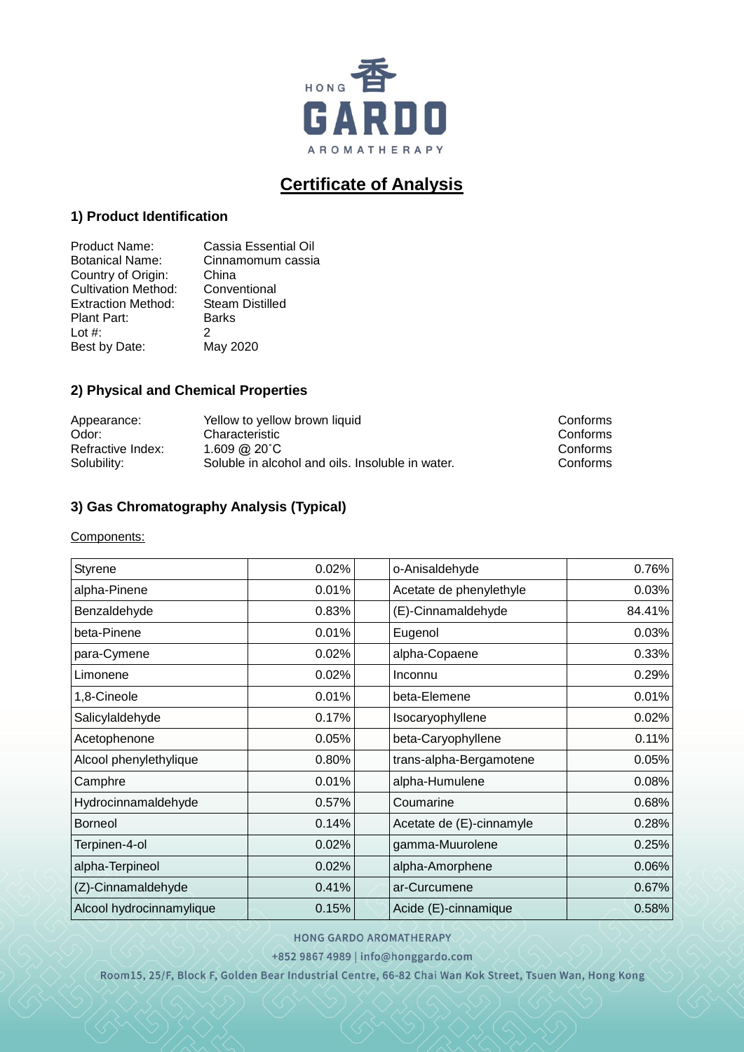HONG 香 GARDO

AROMATHERAPY

# Certificate of Analysis

## 1) Product Identification

| | |
|---|---|
| Product Name: | Cassia Essential Oil |
| Botanical Name: | Cinnamomum cassia |
| Country of Origin: | China |
| Cultivation Method: | Conventional |
| Extraction Method: | Steam Distilled |
| Plant Part: | Barks |
| Lot #: | 2 |
| Best by Date: | May 2020 |

## 2) Physical and Chemical Properties

| | | |
|---|---|---|
| Appearance: | Yellow to yellow brown liquid | Conforms |
| Odor: | Characteristic | Conforms |
| Refractive Index: | 1.609 @ 20˚C | Conforms |
| Solubility: | Soluble in alcohol and oils. Insoluble in water. | Conforms |

## 3) Gas Chromatography Analysis (Typical)

Components:

| | | | | |
|---|---|---|---|---|
| Styrene | 0.02% | | o-Anisaldehyde | 0.76% |
| alpha-Pinene | 0.01% | | Acetate de phenylethyle | 0.03% |
| Benzaldehyde | 0.83% | | (E)-Cinnamaldehyde | 84.41% |
| beta-Pinene | 0.01% | | Eugenol | 0.03% |
| para-Cymene | 0.02% | | alpha-Copaene | 0.33% |
| Limonene | 0.02% | | Inconnu | 0.29% |
| 1,8-Cineole | 0.01% | | beta-Elemene | 0.01% |
| Salicylaldehyde | 0.17% | | Isocaryophyllene | 0.02% |
| Acetophenone | 0.05% | | beta-Caryophyllene | 0.11% |
| Alcool phenylethylique | 0.80% | | trans-alpha-Bergamotene | 0.05% |
| Camphre | 0.01% | | alpha-Humulene | 0.08% |
| Hydrocinnamaldehyde | 0.57% | | Coumarine | 0.68% |
| Borneol | 0.14% | | Acetate de (E)-cinnamyle | 0.28% |
| Terpinen-4-ol | 0.02% | | gamma-Muurolene | 0.25% |
| alpha-Terpineol | 0.02% | | alpha-Amorphene | 0.06% |
| (Z)-Cinnamaldehyde | 0.41% | | ar-Curcumene | 0.67% |
| Alcool hydrocinnamylique | 0.15% | | Acide (E)-cinnamique | 0.58% |

HONG GARDO AROMATHERAPY

+852 9867 4989 | info@honggardo.com

Room15, 25/F, Block F, Golden Bear Industrial Centre, 66-82 Chai Wan Kok Street, Tsuen Wan, Hong Kong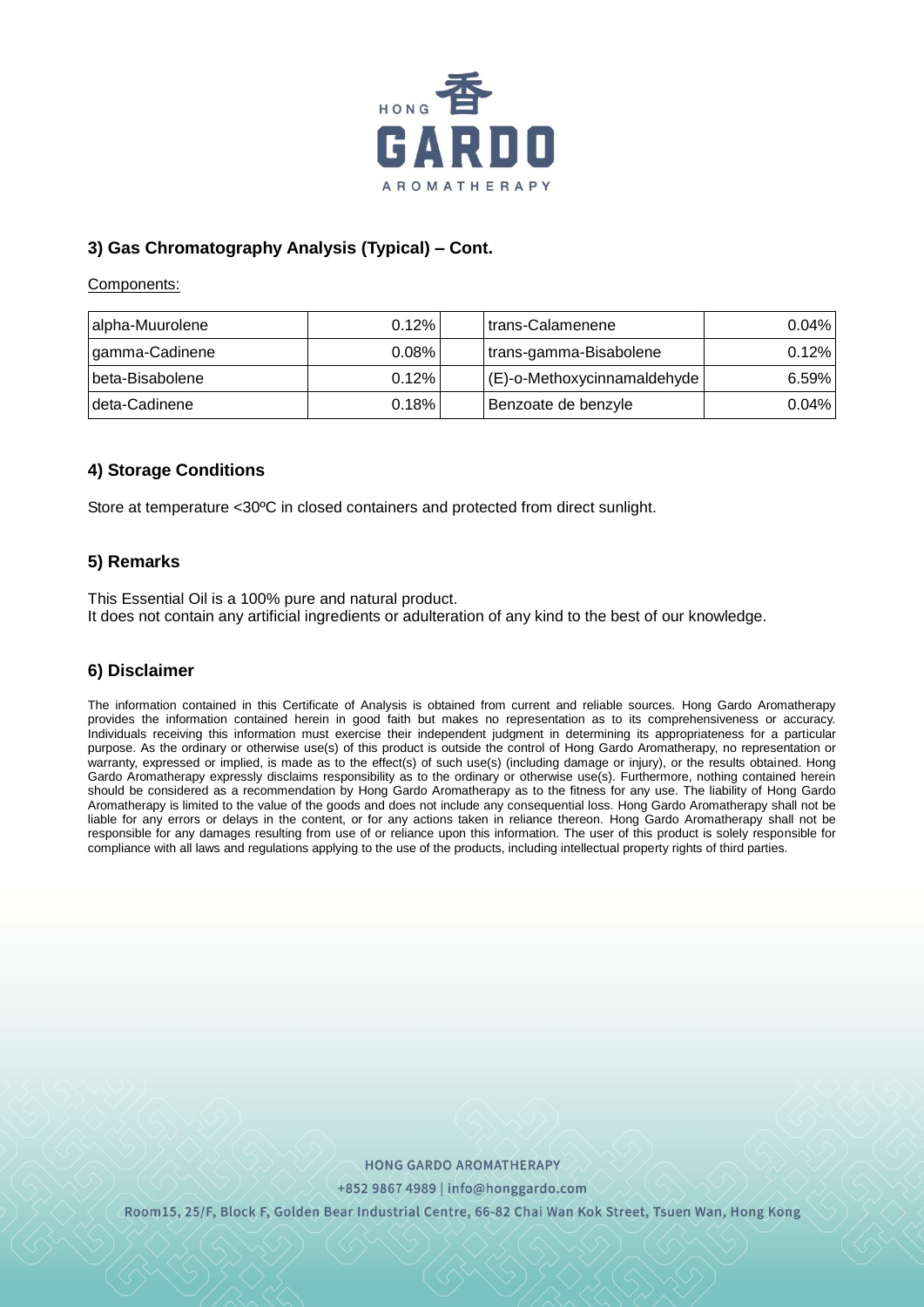### 3) Gas Chromatography Analysis (Typical) – Cont.

Components:

| | | | | |
|---|---|---|---|---|
| alpha-Muurolene | 0.12% | | trans-Calamenene | 0.04% |
| gamma-Cadinene | 0.08% | | trans-gamma-Bisabolene | 0.12% |
| beta-Bisabolene | 0.12% | | (E)-o-Methoxycinnamaldehyde | 6.59% |
| deta-Cadinene | 0.18% | | Benzoate de benzyle | 0.04% |

### 4) Storage Conditions

Store at temperature <30ºC in closed containers and protected from direct sunlight.

### 5) Remarks

This Essential Oil is a 100% pure and natural product.
It does not contain any artificial ingredients or adulteration of any kind to the best of our knowledge.

### 6) Disclaimer

The information contained in this Certificate of Analysis is obtained from current and reliable sources. Hong Gardo Aromatherapy provides the information contained herein in good faith but makes no representation as to its comprehensiveness or accuracy. Individuals receiving this information must exercise their independent judgment in determining its appropriateness for a particular purpose. As the ordinary or otherwise use(s) of this product is outside the control of Hong Gardo Aromatherapy, no representation or warranty, expressed or implied, is made as to the effect(s) of such use(s) (including damage or injury), or the results obtained. Hong Gardo Aromatherapy expressly disclaims responsibility as to the ordinary or otherwise use(s). Furthermore, nothing contained herein should be considered as a recommendation by Hong Gardo Aromatherapy as to the fitness for any use. The liability of Hong Gardo Aromatherapy is limited to the value of the goods and does not include any consequential loss. Hong Gardo Aromatherapy shall not be liable for any errors or delays in the content, or for any actions taken in reliance thereon. Hong Gardo Aromatherapy shall not be responsible for any damages resulting from use of or reliance upon this information. The user of this product is solely responsible for compliance with all laws and regulations applying to the use of the products, including intellectual property rights of third parties.